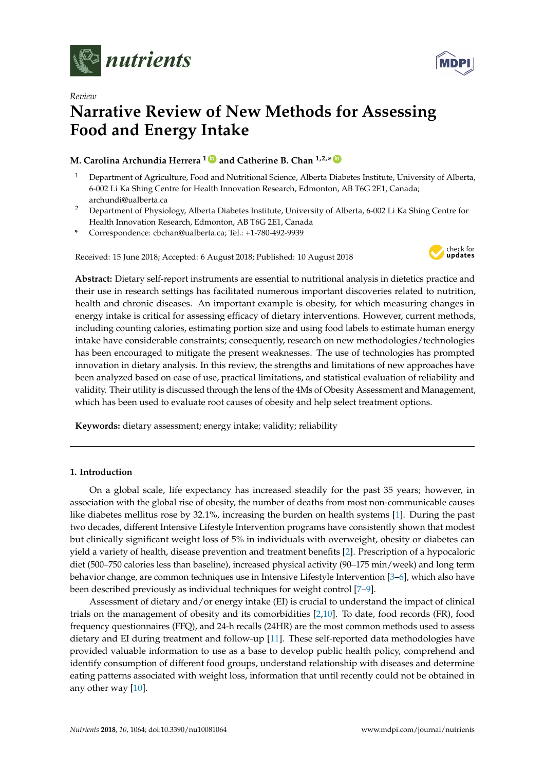*Review*

# Narrative Review of New Methods for Assessing Food and Energy Intake

**M. Carolina Archundia Herrera [1] and Catherine B. Chan [1,2,*]**

[1] Department of Agriculture, Food and Nutritional Science, Alberta Diabetes Institute, University of Alberta, 6-002 Li Ka Shing Centre for Health Innovation Research, Edmonton, AB T6G 2E1, Canada; archundi@ualberta.ca

[2] Department of Physiology, Alberta Diabetes Institute, University of Alberta, 6-002 Li Ka Shing Centre for Health Innovation Research, Edmonton, AB T6G 2E1, Canada

\* Correspondence: cbchan@ualberta.ca; Tel.: +1-780-492-9939

Received: 15 June 2018; Accepted: 6 August 2018; Published: 10 August 2018

**Abstract:** Dietary self-report instruments are essential to nutritional analysis in dietetics practice and their use in research settings has facilitated numerous important discoveries related to nutrition, health and chronic diseases. An important example is obesity, for which measuring changes in energy intake is critical for assessing efficacy of dietary interventions. However, current methods, including counting calories, estimating portion size and using food labels to estimate human energy intake have considerable constraints; consequently, research on new methodologies/technologies has been encouraged to mitigate the present weaknesses. The use of technologies has prompted innovation in dietary analysis. In this review, the strengths and limitations of new approaches have been analyzed based on ease of use, practical limitations, and statistical evaluation of reliability and validity. Their utility is discussed through the lens of the 4Ms of Obesity Assessment and Management, which has been used to evaluate root causes of obesity and help select treatment options.

**Keywords:** dietary assessment; energy intake; validity; reliability

## 1. Introduction

On a global scale, life expectancy has increased steadily for the past 35 years; however, in association with the global rise of obesity, the number of deaths from most non-communicable causes like diabetes mellitus rose by 32.1%, increasing the burden on health systems [1]. During the past two decades, different Intensive Lifestyle Intervention programs have consistently shown that modest but clinically significant weight loss of 5% in individuals with overweight, obesity or diabetes can yield a variety of health, disease prevention and treatment benefits [2]. Prescription of a hypocaloric diet (500–750 calories less than baseline), increased physical activity (90–175 min/week) and long term behavior change, are common techniques use in Intensive Lifestyle Intervention [3–6], which also have been described previously as individual techniques for weight control [7–9].

Assessment of dietary and/or energy intake (EI) is crucial to understand the impact of clinical trials on the management of obesity and its comorbidities [2,10]. To date, food records (FR), food frequency questionnaires (FFQ), and 24-h recalls (24HR) are the most common methods used to assess dietary and EI during treatment and follow-up [11]. These self-reported data methodologies have provided valuable information to use as a base to develop public health policy, comprehend and identify consumption of different food groups, understand relationship with diseases and determine eating patterns associated with weight loss, information that until recently could not be obtained in any other way [10].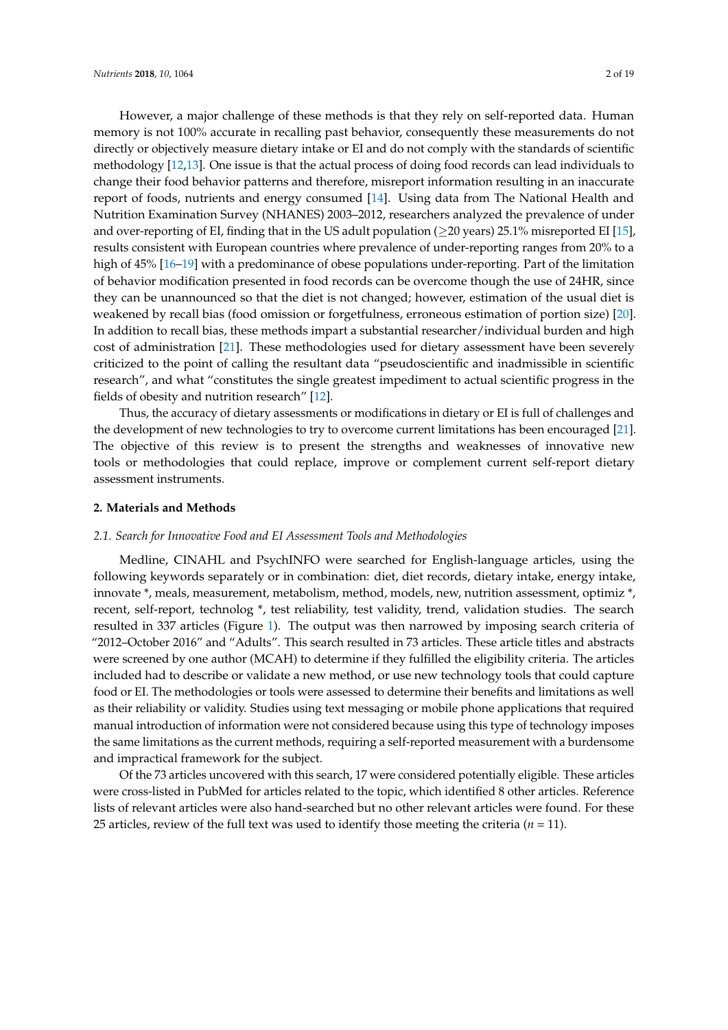However, a major challenge of these methods is that they rely on self-reported data. Human memory is not 100% accurate in recalling past behavior, consequently these measurements do not directly or objectively measure dietary intake or EI and do not comply with the standards of scientific methodology [12,13]. One issue is that the actual process of doing food records can lead individuals to change their food behavior patterns and therefore, misreport information resulting in an inaccurate report of foods, nutrients and energy consumed [14]. Using data from The National Health and Nutrition Examination Survey (NHANES) 2003–2012, researchers analyzed the prevalence of under and over-reporting of EI, finding that in the US adult population ($\geq$20 years) 25.1% misreported EI [15], results consistent with European countries where prevalence of under-reporting ranges from 20% to a high of 45% [16–19] with a predominance of obese populations under-reporting. Part of the limitation of behavior modification presented in food records can be overcome though the use of 24HR, since they can be unannounced so that the diet is not changed; however, estimation of the usual diet is weakened by recall bias (food omission or forgetfulness, erroneous estimation of portion size) [20]. In addition to recall bias, these methods impart a substantial researcher/individual burden and high cost of administration [21]. These methodologies used for dietary assessment have been severely criticized to the point of calling the resultant data "pseudoscientific and inadmissible in scientific research", and what "constitutes the single greatest impediment to actual scientific progress in the fields of obesity and nutrition research" [12].

Thus, the accuracy of dietary assessments or modifications in dietary or EI is full of challenges and the development of new technologies to try to overcome current limitations has been encouraged [21]. The objective of this review is to present the strengths and weaknesses of innovative new tools or methodologies that could replace, improve or complement current self-report dietary assessment instruments.

## 2. Materials and Methods

### *2.1. Search for Innovative Food and EI Assessment Tools and Methodologies*

Medline, CINAHL and PsychINFO were searched for English-language articles, using the following keywords separately or in combination: diet, diet records, dietary intake, energy intake, innovate *, meals, measurement, metabolism, method, models, new, nutrition assessment, optimiz *, recent, self-report, technolog *, test reliability, test validity, trend, validation studies. The search resulted in 337 articles (Figure 1). The output was then narrowed by imposing search criteria of "2012–October 2016" and "Adults". This search resulted in 73 articles. These article titles and abstracts were screened by one author (MCAH) to determine if they fulfilled the eligibility criteria. The articles included had to describe or validate a new method, or use new technology tools that could capture food or EI. The methodologies or tools were assessed to determine their benefits and limitations as well as their reliability or validity. Studies using text messaging or mobile phone applications that required manual introduction of information were not considered because using this type of technology imposes the same limitations as the current methods, requiring a self-reported measurement with a burdensome and impractical framework for the subject.

Of the 73 articles uncovered with this search, 17 were considered potentially eligible. These articles were cross-listed in PubMed for articles related to the topic, which identified 8 other articles. Reference lists of relevant articles were also hand-searched but no other relevant articles were found. For these 25 articles, review of the full text was used to identify those meeting the criteria ($n$ = 11).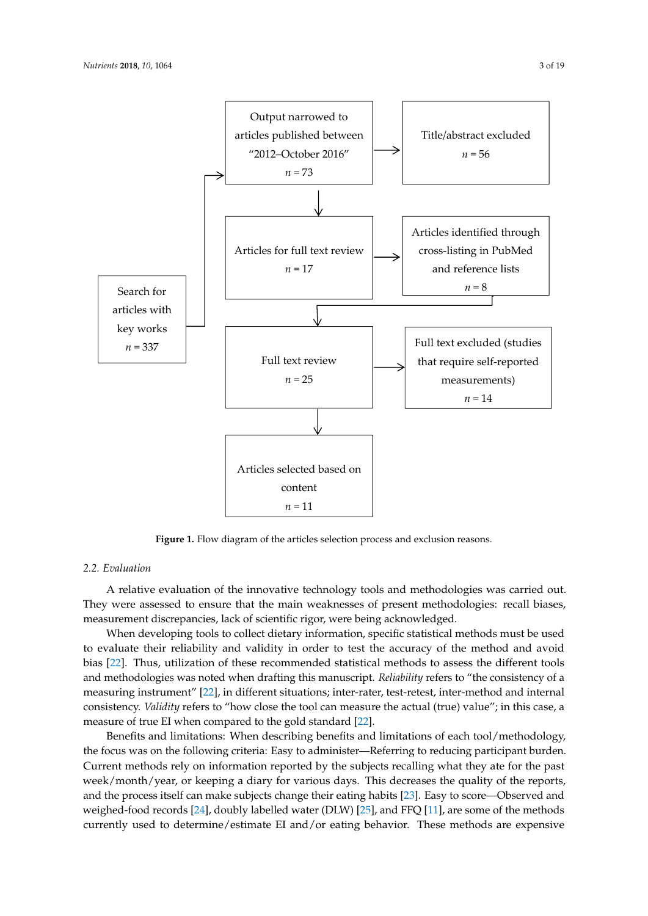Search for articles with key works
$n = 337$

Output narrowed to articles published between "2012–October 2016"
$n = 73$

Title/abstract excluded
$n = 56$

Articles for full text review
$n = 17$

Articles identified through cross-listing in PubMed and reference lists
$n = 8$

Full text review
$n = 25$

Full text excluded (studies that require self-reported measurements)
$n = 14$

Articles selected based on content
$n = 11$

**Figure 1.** Flow diagram of the articles selection process and exclusion reasons.

### 2.2. Evaluation

A relative evaluation of the innovative technology tools and methodologies was carried out. They were assessed to ensure that the main weaknesses of present methodologies: recall biases, measurement discrepancies, lack of scientific rigor, were being acknowledged.

When developing tools to collect dietary information, specific statistical methods must be used to evaluate their reliability and validity in order to test the accuracy of the method and avoid bias [22]. Thus, utilization of these recommended statistical methods to assess the different tools and methodologies was noted when drafting this manuscript. *Reliability* refers to "the consistency of a measuring instrument" [22], in different situations; inter-rater, test-retest, inter-method and internal consistency. *Validity* refers to "how close the tool can measure the actual (true) value"; in this case, a measure of true EI when compared to the gold standard [22].

Benefits and limitations: When describing benefits and limitations of each tool/methodology, the focus was on the following criteria: Easy to administer—Referring to reducing participant burden. Current methods rely on information reported by the subjects recalling what they ate for the past week/month/year, or keeping a diary for various days. This decreases the quality of the reports, and the process itself can make subjects change their eating habits [23]. Easy to score—Observed and weighed-food records [24], doubly labelled water (DLW) [25], and FFQ [11], are some of the methods currently used to determine/estimate EI and/or eating behavior. These methods are expensive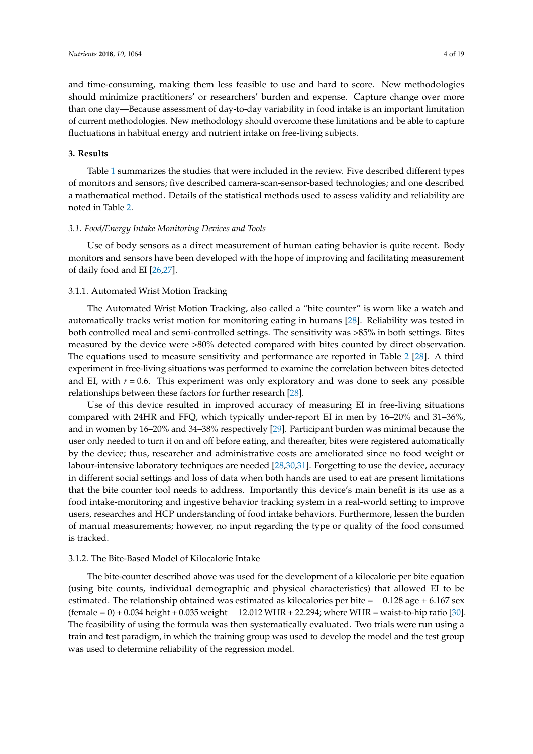and time-consuming, making them less feasible to use and hard to score. New methodologies should minimize practitioners' or researchers' burden and expense. Capture change over more than one day—Because assessment of day-to-day variability in food intake is an important limitation of current methodologies. New methodology should overcome these limitations and be able to capture fluctuations in habitual energy and nutrient intake on free-living subjects.

## 3. Results

Table 1 summarizes the studies that were included in the review. Five described different types of monitors and sensors; five described camera-scan-sensor-based technologies; and one described a mathematical method. Details of the statistical methods used to assess validity and reliability are noted in Table 2.

### *3.1. Food/Energy Intake Monitoring Devices and Tools*

Use of body sensors as a direct measurement of human eating behavior is quite recent. Body monitors and sensors have been developed with the hope of improving and facilitating measurement of daily food and EI [26,27].

#### 3.1.1. Automated Wrist Motion Tracking

The Automated Wrist Motion Tracking, also called a "bite counter" is worn like a watch and automatically tracks wrist motion for monitoring eating in humans [28]. Reliability was tested in both controlled meal and semi-controlled settings. The sensitivity was >85% in both settings. Bites measured by the device were >80% detected compared with bites counted by direct observation. The equations used to measure sensitivity and performance are reported in Table 2 [28]. A third experiment in free-living situations was performed to examine the correlation between bites detected and EI, with $r = 0.6$. This experiment was only exploratory and was done to seek any possible relationships between these factors for further research [28].

Use of this device resulted in improved accuracy of measuring EI in free-living situations compared with 24HR and FFQ, which typically under-report EI in men by 16–20% and 31–36%, and in women by 16–20% and 34–38% respectively [29]. Participant burden was minimal because the user only needed to turn it on and off before eating, and thereafter, bites were registered automatically by the device; thus, researcher and administrative costs are ameliorated since no food weight or labour-intensive laboratory techniques are needed [28,30,31]. Forgetting to use the device, accuracy in different social settings and loss of data when both hands are used to eat are present limitations that the bite counter tool needs to address. Importantly this device's main benefit is its use as a food intake-monitoring and ingestive behavior tracking system in a real-world setting to improve users, researches and HCP understanding of food intake behaviors. Furthermore, lessen the burden of manual measurements; however, no input regarding the type or quality of the food consumed is tracked.

#### 3.1.2. The Bite-Based Model of Kilocalorie Intake

The bite-counter described above was used for the development of a kilocalorie per bite equation (using bite counts, individual demographic and physical characteristics) that allowed EI to be estimated. The relationship obtained was estimated as kilocalories per bite = $-0.128$ age + 6.167 sex (female = 0) + 0.034 height + 0.035 weight $-$ 12.012 WHR + 22.294; where WHR = waist-to-hip ratio [30]. The feasibility of using the formula was then systematically evaluated. Two trials were run using a train and test paradigm, in which the training group was used to develop the model and the test group was used to determine reliability of the regression model.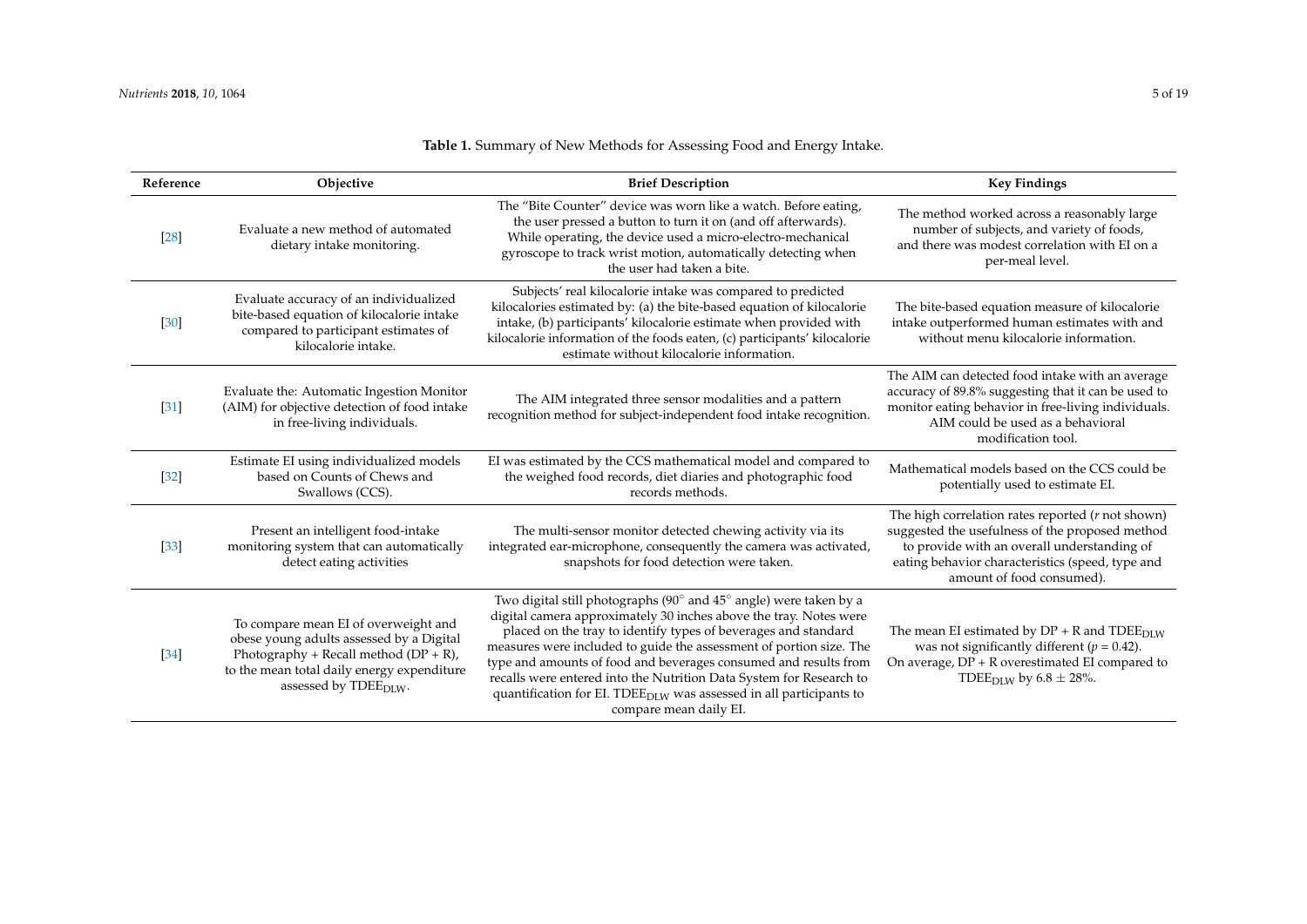**Table 1.** Summary of New Methods for Assessing Food and Energy Intake.

| Reference | Objective | Brief Description | Key Findings |
| --- | --- | --- | --- |
| [28] | Evaluate a new method of automated dietary intake monitoring. | The "Bite Counter" device was worn like a watch. Before eating, the user pressed a button to turn it on (and off afterwards). While operating, the device used a micro-electro-mechanical gyroscope to track wrist motion, automatically detecting when the user had taken a bite. | The method worked across a reasonably large number of subjects, and variety of foods, and there was modest correlation with EI on a per-meal level. |
| [30] | Evaluate accuracy of an individualized bite-based equation of kilocalorie intake compared to participant estimates of kilocalorie intake. | Subjects' real kilocalorie intake was compared to predicted kilocalories estimated by: (a) the bite-based equation of kilocalorie intake, (b) participants' kilocalorie estimate when provided with kilocalorie information of the foods eaten, (c) participants' kilocalorie estimate without kilocalorie information. | The bite-based equation measure of kilocalorie intake outperformed human estimates with and without menu kilocalorie information. |
| [31] | Evaluate the: Automatic Ingestion Monitor (AIM) for objective detection of food intake in free-living individuals. | The AIM integrated three sensor modalities and a pattern recognition method for subject-independent food intake recognition. | The AIM can detected food intake with an average accuracy of 89.8% suggesting that it can be used to monitor eating behavior in free-living individuals. AIM could be used as a behavioral modification tool. |
| [32] | Estimate EI using individualized models based on Counts of Chews and Swallows (CCS). | EI was estimated by the CCS mathematical model and compared to the weighed food records, diet diaries and photographic food records methods. | Mathematical models based on the CCS could be potentially used to estimate EI. |
| [33] | Present an intelligent food-intake monitoring system that can automatically detect eating activities | The multi-sensor monitor detected chewing activity via its integrated ear-microphone, consequently the camera was activated, snapshots for food detection were taken. | The high correlation rates reported (*r* not shown) suggested the usefulness of the proposed method to provide with an overall understanding of eating behavior characteristics (speed, type and amount of food consumed). |
| [34] | To compare mean EI of overweight and obese young adults assessed by a Digital Photography + Recall method (DP + R), to the mean total daily energy expenditure assessed by $TDEE_{DLW}$. | Two digital still photographs (90° and 45° angle) were taken by a digital camera approximately 30 inches above the tray. Notes were placed on the tray to identify types of beverages and standard measures were included to guide the assessment of portion size. The type and amounts of food and beverages consumed and results from recalls were entered into the Nutrition Data System for Research to quantification for EI. $TDEE_{DLW}$ was assessed in all participants to compare mean daily EI. | The mean EI estimated by DP + R and $TDEE_{DLW}$ was not significantly different ($p = 0.42$). On average, DP + R overestimated EI compared to $TDEE_{DLW}$ by $6.8 \pm 28\%$. |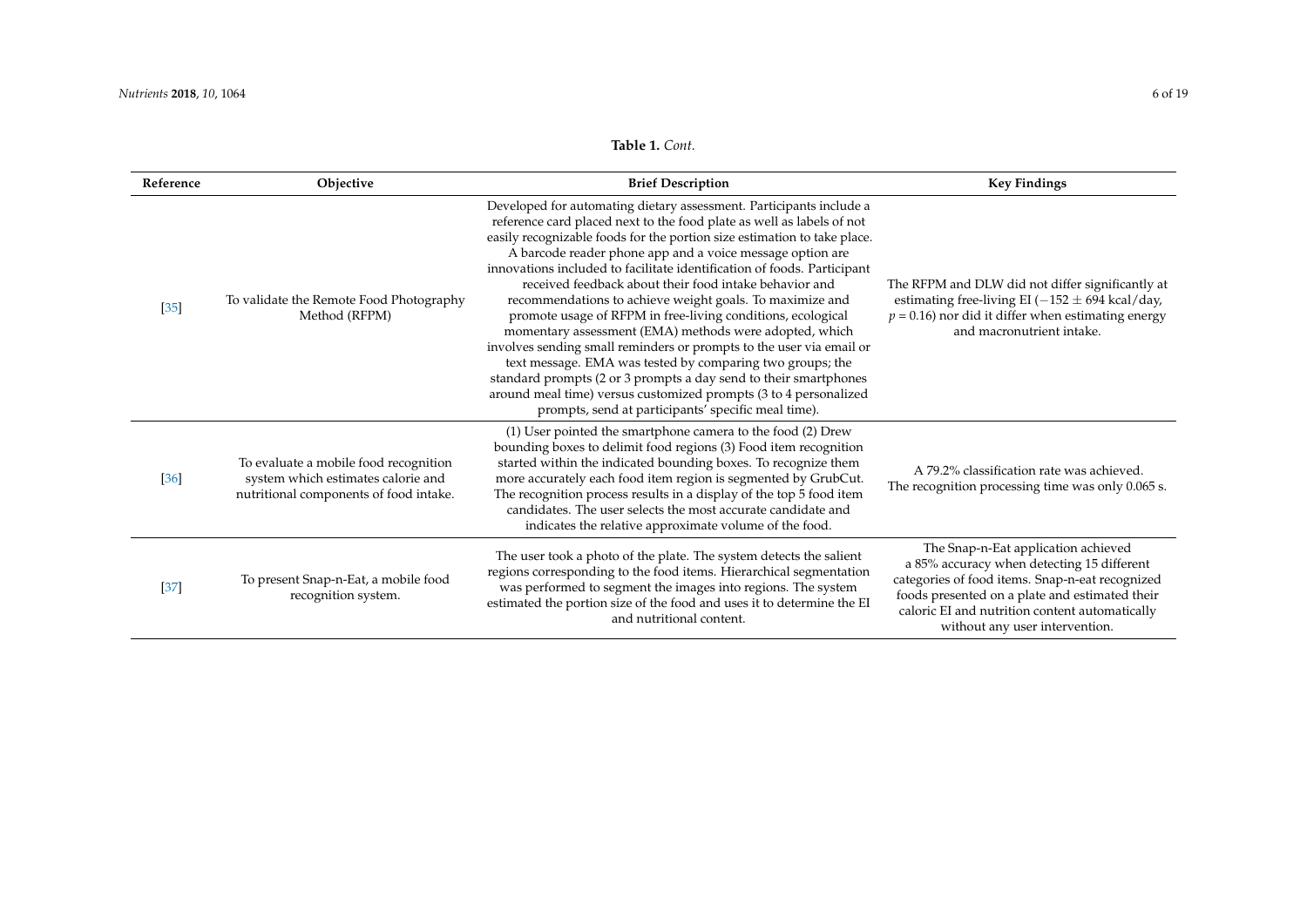**Table 1.** *Cont.*

| Reference | Objective | Brief Description | Key Findings |
|---|---|---|---|
| [35] | To validate the Remote Food Photography Method (RFPM) | Developed for automating dietary assessment. Participants include a reference card placed next to the food plate as well as labels of not easily recognizable foods for the portion size estimation to take place. A barcode reader phone app and a voice message option are innovations included to facilitate identification of foods. Participant received feedback about their food intake behavior and recommendations to achieve weight goals. To maximize and promote usage of RFPM in free-living conditions, ecological momentary assessment (EMA) methods were adopted, which involves sending small reminders or prompts to the user via email or text message. EMA was tested by comparing two groups; the standard prompts (2 or 3 prompts a day send to their smartphones around meal time) versus customized prompts (3 to 4 personalized prompts, send at participants' specific meal time). | The RFPM and DLW did not differ significantly at estimating free-living EI ($-152 \pm 694$ kcal/day, $p = 0.16$) nor did it differ when estimating energy and macronutrient intake. |
| [36] | To evaluate a mobile food recognition system which estimates calorie and nutritional components of food intake. | (1) User pointed the smartphone camera to the food (2) Drew bounding boxes to delimit food regions (3) Food item recognition started within the indicated bounding boxes. To recognize them more accurately each food item region is segmented by GrubCut. The recognition process results in a display of the top 5 food item candidates. The user selects the most accurate candidate and indicates the relative approximate volume of the food. | A 79.2% classification rate was achieved. The recognition processing time was only 0.065 s. |
| [37] | To present Snap-n-Eat, a mobile food recognition system. | The user took a photo of the plate. The system detects the salient regions corresponding to the food items. Hierarchical segmentation was performed to segment the images into regions. The system estimated the portion size of the food and uses it to determine the EI and nutritional content. | The Snap-n-Eat application achieved a 85% accuracy when detecting 15 different categories of food items. Snap-n-eat recognized foods presented on a plate and estimated their caloric EI and nutrition content automatically without any user intervention. |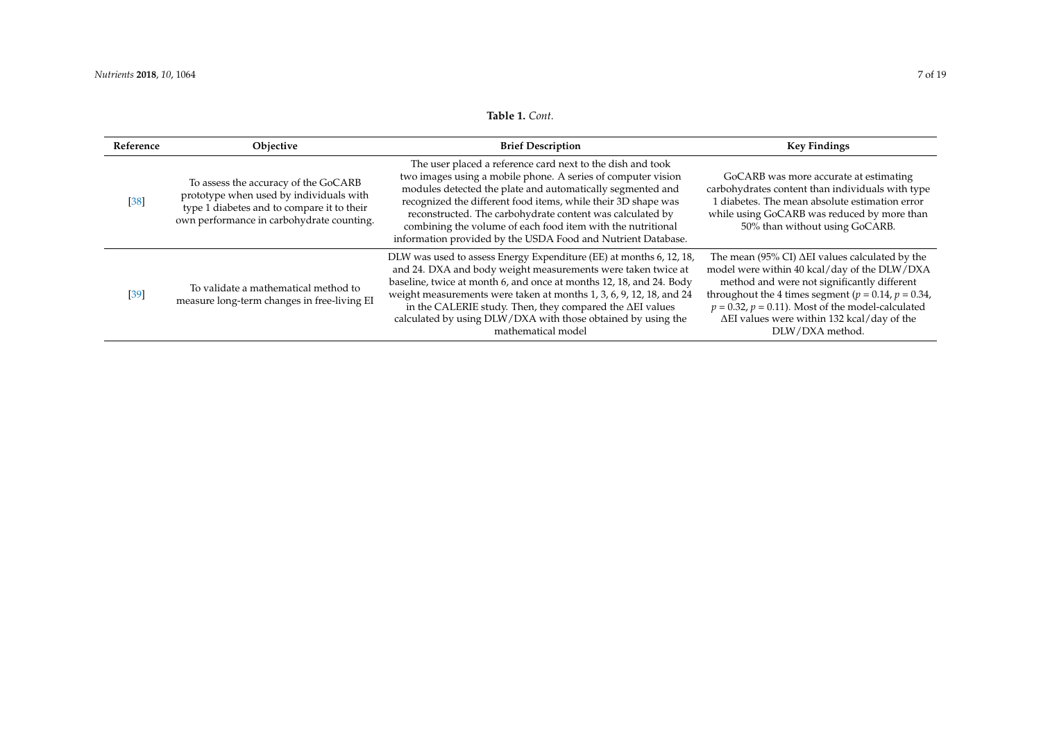**Table 1.** *Cont.*

| Reference | Objective | Brief Description | Key Findings |
| --- | --- | --- | --- |
| [38] | To assess the accuracy of the GoCARB prototype when used by individuals with type 1 diabetes and to compare it to their own performance in carbohydrate counting. | The user placed a reference card next to the dish and took two images using a mobile phone. A series of computer vision modules detected the plate and automatically segmented and recognized the different food items, while their 3D shape was reconstructed. The carbohydrate content was calculated by combining the volume of each food item with the nutritional information provided by the USDA Food and Nutrient Database. | GoCARB was more accurate at estimating carbohydrates content than individuals with type 1 diabetes. The mean absolute estimation error while using GoCARB was reduced by more than 50% than without using GoCARB. |
| [39] | To validate a mathematical method to measure long-term changes in free-living EI | DLW was used to assess Energy Expenditure (EE) at months 6, 12, 18, and 24. DXA and body weight measurements were taken twice at baseline, twice at month 6, and once at months 12, 18, and 24. Body weight measurements were taken at months 1, 3, 6, 9, 12, 18, and 24 in the CALERIE study. Then, they compared the ΔEI values calculated by using DLW/DXA with those obtained by using the mathematical model | The mean (95% CI) ΔEI values calculated by the model were within 40 kcal/day of the DLW/DXA method and were not significantly different throughout the 4 times segment ($p = 0.14$, $p = 0.34$, $p = 0.32$, $p = 0.11$). Most of the model-calculated ΔEI values were within 132 kcal/day of the DLW/DXA method. |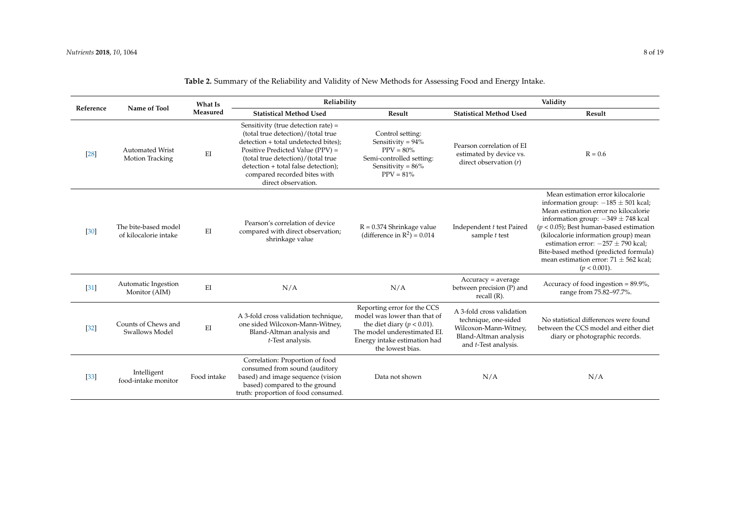**Table 2.** Summary of the Reliability and Validity of New Methods for Assessing Food and Energy Intake.

| Reference | Name of Tool | What Is Measured | Reliability | | Validity | |
|---|---|---|---|---|---|---|
| | | | Statistical Method Used | Result | Statistical Method Used | Result |
| [28] | Automated Wrist Motion Tracking | EI | Sensitivity (true detection rate) = (total true detection)/(total true detection + total undetected bites); Positive Predicted Value (PPV) = (total true detection)/(total true detection + total false detection); compared recorded bites with direct observation. | Control setting: Sensitivity = 94% PPV = 80% Semi-controlled setting: Sensitivity = 86% PPV = 81% | Pearson correlation of EI estimated by device vs. direct observation (*r*) | R = 0.6 |
| [30] | The bite-based model of kilocalorie intake | EI | Pearson's correlation of device compared with direct observation; shrinkage value | R = 0.374 Shrinkage value (difference in $R^2$) = 0.014 | Independent *t* test Paired sample *t* test | Mean estimation error kilocalorie information group: $-185 \pm 501$ kcal; Mean estimation error no kilocalorie information group: $-349 \pm 748$ kcal ($p < 0.05$); Best human-based estimation (kilocalorie information group) mean estimation error: $-257 \pm 790$ kcal; Bite-based method (predicted formula) mean estimation error: $71 \pm 562$ kcal; ($p < 0.001$). |
| [31] | Automatic Ingestion Monitor (AIM) | EI | N/A | N/A | Accuracy = average between precision (P) and recall (R). | Accuracy of food ingestion = 89.9%, range from 75.82–97.7%. |
| [32] | Counts of Chews and Swallows Model | EI | A 3-fold cross validation technique, one sided Wilcoxon-Mann-Witney, Bland-Altman analysis and *t*-Test analysis. | Reporting error for the CCS model was lower than that of the diet diary ($p < 0.01$). The model underestimated EI. Energy intake estimation had the lowest bias. | A 3-fold cross validation technique, one-sided Wilcoxon-Mann-Witney, Bland-Altman analysis and *t*-Test analysis. | No statistical differences were found between the CCS model and either diet diary or photographic records. |
| [33] | Intelligent food-intake monitor | Food intake | Correlation: Proportion of food consumed from sound (auditory based) and image sequence (vision based) compared to the ground truth: proportion of food consumed. | Data not shown | N/A | N/A |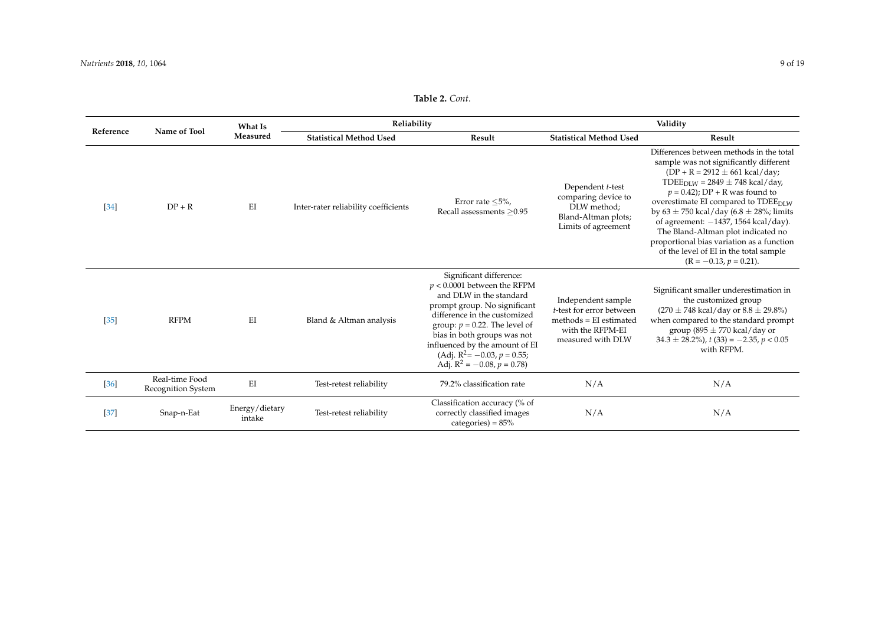**Table 2.** *Cont.*

| Reference | Name of Tool | What Is Measured | Reliability | | Validity | |
|---|---|---|---|---|---|---|
| | | | Statistical Method Used | Result | Statistical Method Used | Result |
| [34] | DP + R | EI | Inter-rater reliability coefficients | Error rate ≤5%, Recall assessments ≥0.95 | Dependent *t*-test comparing device to DLW method; Bland-Altman plots; Limits of agreement | Differences between methods in the total sample was not significantly different (DP + R = 2912 ± 661 kcal/day; $TDEE_{DLW}$ = 2849 ± 748 kcal/day, $p = 0.42$); DP + R was found to overestimate EI compared to $TDEE_{DLW}$ by 63 ± 750 kcal/day (6.8 ± 28%; limits of agreement: −1437, 1564 kcal/day). The Bland-Altman plot indicated no proportional bias variation as a function of the level of EI in the total sample ($R = -0.13$, $p = 0.21$). |
| [35] | RFPM | EI | Bland & Altman analysis | Significant difference: $p < 0.0001$ between the RFPM and DLW in the standard prompt group. No significant difference in the customized group: $p = 0.22$. The level of bias in both groups was not influenced by the amount of EI (Adj. $R^2 = -0.03$, $p = 0.55$; Adj. $R^2 = -0.08$, $p = 0.78$) | Independent sample *t*-test for error between methods = EI estimated with the RFPM-EI measured with DLW | Significant smaller underestimation in the customized group (270 ± 748 kcal/day or 8.8 ± 29.8%) when compared to the standard prompt group (895 ± 770 kcal/day or 34.3 ± 28.2%), $t(33) = -2.35$, $p < 0.05$ with RFPM. |
| [36] | Real-time Food Recognition System | EI | Test-retest reliability | 79.2% classification rate | N/A | N/A |
| [37] | Snap-n-Eat | Energy/dietary intake | Test-retest reliability | Classification accuracy (% of correctly classified images categories) = 85% | N/A | N/A |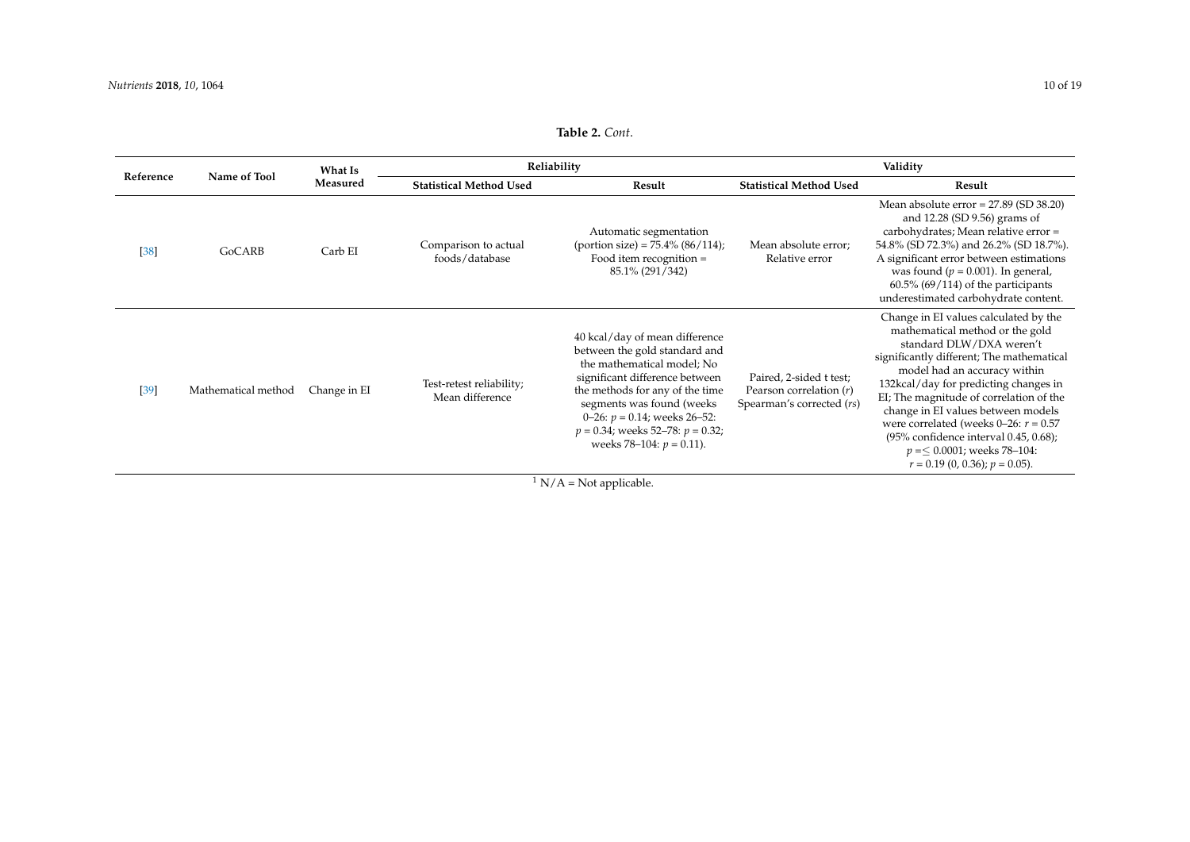**Table 2.** *Cont.*

| Reference | Name of Tool | What Is Measured | Reliability | | Validity | |
|---|---|---|---|---|---|---|
| | | | Statistical Method Used | Result | Statistical Method Used | Result |
| [38] | GoCARB | Carb EI | Comparison to actual foods/database | Automatic segmentation (portion size) = 75.4% (86/114); Food item recognition = 85.1% (291/342) | Mean absolute error; Relative error | Mean absolute error = 27.89 (SD 38.20) and 12.28 (SD 9.56) grams of carbohydrates; Mean relative error = 54.8% (SD 72.3%) and 26.2% (SD 18.7%). A significant error between estimations was found ($p = 0.001$). In general, 60.5% (69/114) of the participants underestimated carbohydrate content. |
| [39] | Mathematical method | Change in EI | Test-retest reliability; Mean difference | 40 kcal/day of mean difference between the gold standard and the mathematical model; No significant difference between the methods for any of the time segments was found (weeks 0–26: $p = 0.14$; weeks 26–52: $p = 0.34$; weeks 52–78: $p = 0.32$; weeks 78–104: $p = 0.11$). | Paired, 2-sided t test; Pearson correlation ($r$) Spearman's corrected ($rs$) | Change in EI values calculated by the mathematical method or the gold standard DLW/DXA weren't significantly different; The mathematical model had an accuracy within 132kcal/day for predicting changes in EI; The magnitude of correlation of the change in EI values between models were correlated (weeks 0–26: $r = 0.57$ (95% confidence interval 0.45, 0.68); $p = \leq 0.0001$; weeks 78–104: $r = 0.19$ (0, 0.36); $p = 0.05$). |

[1] N/A = Not applicable.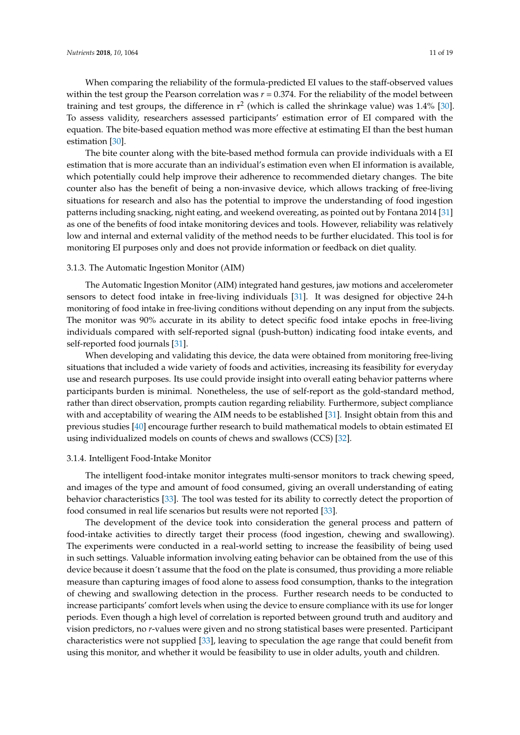When comparing the reliability of the formula-predicted EI values to the staff-observed values within the test group the Pearson correlation was $r = 0.374$. For the reliability of the model between training and test groups, the difference in $r^2$ (which is called the shrinkage value) was 1.4% [30]. To assess validity, researchers assessed participants' estimation error of EI compared with the equation. The bite-based equation method was more effective at estimating EI than the best human estimation [30].

The bite counter along with the bite-based method formula can provide individuals with a EI estimation that is more accurate than an individual's estimation even when EI information is available, which potentially could help improve their adherence to recommended dietary changes. The bite counter also has the benefit of being a non-invasive device, which allows tracking of free-living situations for research and also has the potential to improve the understanding of food ingestion patterns including snacking, night eating, and weekend overeating, as pointed out by Fontana 2014 [31] as one of the benefits of food intake monitoring devices and tools. However, reliability was relatively low and internal and external validity of the method needs to be further elucidated. This tool is for monitoring EI purposes only and does not provide information or feedback on diet quality.

### 3.1.3. The Automatic Ingestion Monitor (AIM)

The Automatic Ingestion Monitor (AIM) integrated hand gestures, jaw motions and accelerometer sensors to detect food intake in free-living individuals [31]. It was designed for objective 24-h monitoring of food intake in free-living conditions without depending on any input from the subjects. The monitor was 90% accurate in its ability to detect specific food intake epochs in free-living individuals compared with self-reported signal (push-button) indicating food intake events, and self-reported food journals [31].

When developing and validating this device, the data were obtained from monitoring free-living situations that included a wide variety of foods and activities, increasing its feasibility for everyday use and research purposes. Its use could provide insight into overall eating behavior patterns where participants burden is minimal. Nonetheless, the use of self-report as the gold-standard method, rather than direct observation, prompts caution regarding reliability. Furthermore, subject compliance with and acceptability of wearing the AIM needs to be established [31]. Insight obtain from this and previous studies [40] encourage further research to build mathematical models to obtain estimated EI using individualized models on counts of chews and swallows (CCS) [32].

### 3.1.4. Intelligent Food-Intake Monitor

The intelligent food-intake monitor integrates multi-sensor monitors to track chewing speed, and images of the type and amount of food consumed, giving an overall understanding of eating behavior characteristics [33]. The tool was tested for its ability to correctly detect the proportion of food consumed in real life scenarios but results were not reported [33].

The development of the device took into consideration the general process and pattern of food-intake activities to directly target their process (food ingestion, chewing and swallowing). The experiments were conducted in a real-world setting to increase the feasibility of being used in such settings. Valuable information involving eating behavior can be obtained from the use of this device because it doesn´t assume that the food on the plate is consumed, thus providing a more reliable measure than capturing images of food alone to assess food consumption, thanks to the integration of chewing and swallowing detection in the process. Further research needs to be conducted to increase participants' comfort levels when using the device to ensure compliance with its use for longer periods. Even though a high level of correlation is reported between ground truth and auditory and vision predictors, no *r*-values were given and no strong statistical bases were presented. Participant characteristics were not supplied [33], leaving to speculation the age range that could benefit from using this monitor, and whether it would be feasibility to use in older adults, youth and children.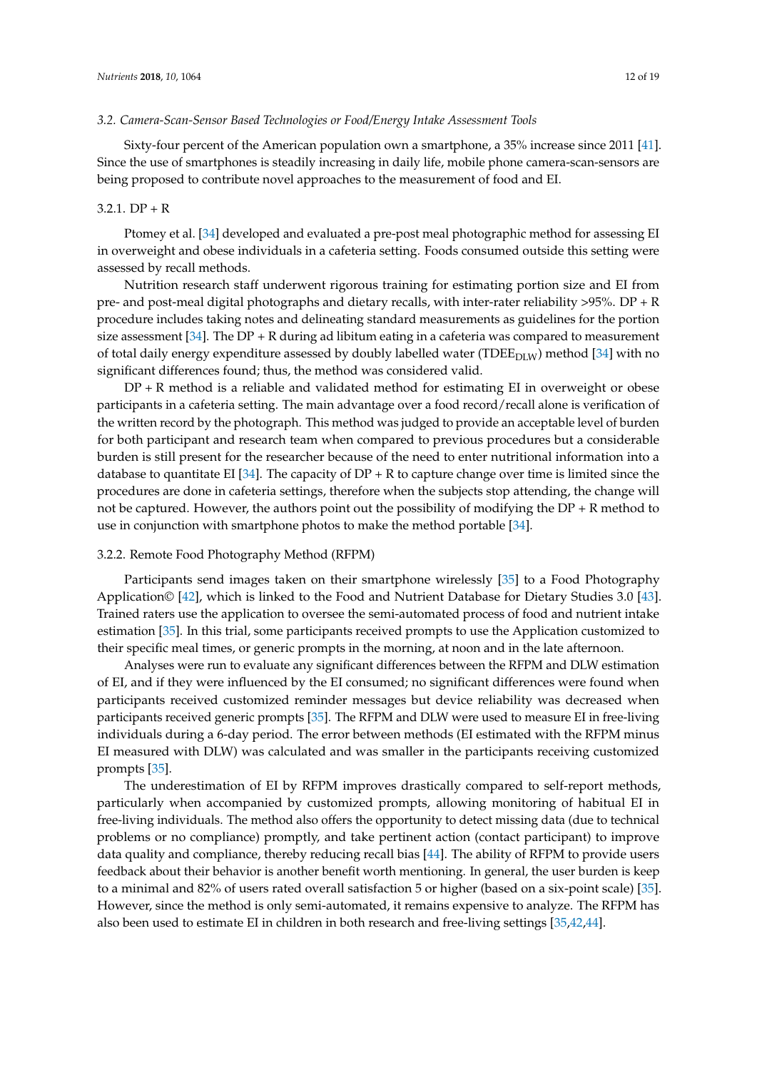### 3.2. Camera-Scan-Sensor Based Technologies or Food/Energy Intake Assessment Tools

Sixty-four percent of the American population own a smartphone, a 35% increase since 2011 [41]. Since the use of smartphones is steadily increasing in daily life, mobile phone camera-scan-sensors are being proposed to contribute novel approaches to the measurement of food and EI.

#### 3.2.1. DP + R

Ptomey et al. [34] developed and evaluated a pre-post meal photographic method for assessing EI in overweight and obese individuals in a cafeteria setting. Foods consumed outside this setting were assessed by recall methods.

Nutrition research staff underwent rigorous training for estimating portion size and EI from pre- and post-meal digital photographs and dietary recalls, with inter-rater reliability >95%. DP + R procedure includes taking notes and delineating standard measurements as guidelines for the portion size assessment [34]. The DP + R during ad libitum eating in a cafeteria was compared to measurement of total daily energy expenditure assessed by doubly labelled water ($TDEE_{DLW}$) method [34] with no significant differences found; thus, the method was considered valid.

DP + R method is a reliable and validated method for estimating EI in overweight or obese participants in a cafeteria setting. The main advantage over a food record/recall alone is verification of the written record by the photograph. This method was judged to provide an acceptable level of burden for both participant and research team when compared to previous procedures but a considerable burden is still present for the researcher because of the need to enter nutritional information into a database to quantitate EI [34]. The capacity of DP + R to capture change over time is limited since the procedures are done in cafeteria settings, therefore when the subjects stop attending, the change will not be captured. However, the authors point out the possibility of modifying the DP + R method to use in conjunction with smartphone photos to make the method portable [34].

#### 3.2.2. Remote Food Photography Method (RFPM)

Participants send images taken on their smartphone wirelessly [35] to a Food Photography Application© [42], which is linked to the Food and Nutrient Database for Dietary Studies 3.0 [43]. Trained raters use the application to oversee the semi-automated process of food and nutrient intake estimation [35]. In this trial, some participants received prompts to use the Application customized to their specific meal times, or generic prompts in the morning, at noon and in the late afternoon.

Analyses were run to evaluate any significant differences between the RFPM and DLW estimation of EI, and if they were influenced by the EI consumed; no significant differences were found when participants received customized reminder messages but device reliability was decreased when participants received generic prompts [35]. The RFPM and DLW were used to measure EI in free-living individuals during a 6-day period. The error between methods (EI estimated with the RFPM minus EI measured with DLW) was calculated and was smaller in the participants receiving customized prompts [35].

The underestimation of EI by RFPM improves drastically compared to self-report methods, particularly when accompanied by customized prompts, allowing monitoring of habitual EI in free-living individuals. The method also offers the opportunity to detect missing data (due to technical problems or no compliance) promptly, and take pertinent action (contact participant) to improve data quality and compliance, thereby reducing recall bias [44]. The ability of RFPM to provide users feedback about their behavior is another benefit worth mentioning. In general, the user burden is keep to a minimal and 82% of users rated overall satisfaction 5 or higher (based on a six-point scale) [35]. However, since the method is only semi-automated, it remains expensive to analyze. The RFPM has also been used to estimate EI in children in both research and free-living settings [35,42,44].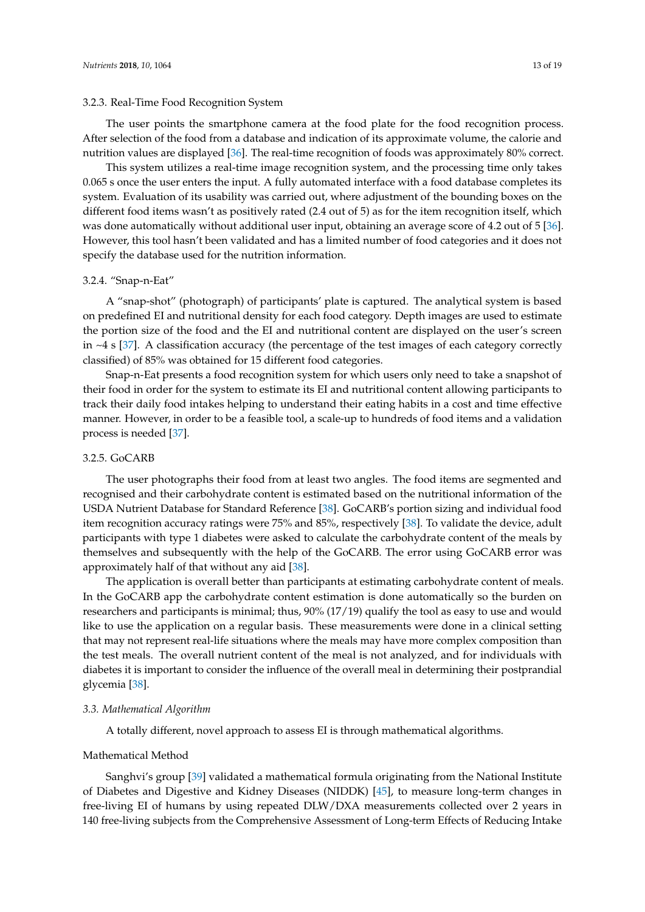#### 3.2.3. Real-Time Food Recognition System

The user points the smartphone camera at the food plate for the food recognition process. After selection of the food from a database and indication of its approximate volume, the calorie and nutrition values are displayed [36]. The real-time recognition of foods was approximately 80% correct.

This system utilizes a real-time image recognition system, and the processing time only takes 0.065 s once the user enters the input. A fully automated interface with a food database completes its system. Evaluation of its usability was carried out, where adjustment of the bounding boxes on the different food items wasn't as positively rated (2.4 out of 5) as for the item recognition itself, which was done automatically without additional user input, obtaining an average score of 4.2 out of 5 [36]. However, this tool hasn't been validated and has a limited number of food categories and it does not specify the database used for the nutrition information.

#### 3.2.4. "Snap-n-Eat"

A "snap-shot" (photograph) of participants' plate is captured. The analytical system is based on predefined EI and nutritional density for each food category. Depth images are used to estimate the portion size of the food and the EI and nutritional content are displayed on the user's screen in ~4 s [37]. A classification accuracy (the percentage of the test images of each category correctly classified) of 85% was obtained for 15 different food categories.

Snap-n-Eat presents a food recognition system for which users only need to take a snapshot of their food in order for the system to estimate its EI and nutritional content allowing participants to track their daily food intakes helping to understand their eating habits in a cost and time effective manner. However, in order to be a feasible tool, a scale-up to hundreds of food items and a validation process is needed [37].

#### 3.2.5. GoCARB

The user photographs their food from at least two angles. The food items are segmented and recognised and their carbohydrate content is estimated based on the nutritional information of the USDA Nutrient Database for Standard Reference [38]. GoCARB's portion sizing and individual food item recognition accuracy ratings were 75% and 85%, respectively [38]. To validate the device, adult participants with type 1 diabetes were asked to calculate the carbohydrate content of the meals by themselves and subsequently with the help of the GoCARB. The error using GoCARB error was approximately half of that without any aid [38].

The application is overall better than participants at estimating carbohydrate content of meals. In the GoCARB app the carbohydrate content estimation is done automatically so the burden on researchers and participants is minimal; thus, 90% (17/19) qualify the tool as easy to use and would like to use the application on a regular basis. These measurements were done in a clinical setting that may not represent real-life situations where the meals may have more complex composition than the test meals. The overall nutrient content of the meal is not analyzed, and for individuals with diabetes it is important to consider the influence of the overall meal in determining their postprandial glycemia [38].

### *3.3. Mathematical Algorithm*

A totally different, novel approach to assess EI is through mathematical algorithms.

#### Mathematical Method

Sanghvi's group [39] validated a mathematical formula originating from the National Institute of Diabetes and Digestive and Kidney Diseases (NIDDK) [45], to measure long-term changes in free-living EI of humans by using repeated DLW/DXA measurements collected over 2 years in 140 free-living subjects from the Comprehensive Assessment of Long-term Effects of Reducing Intake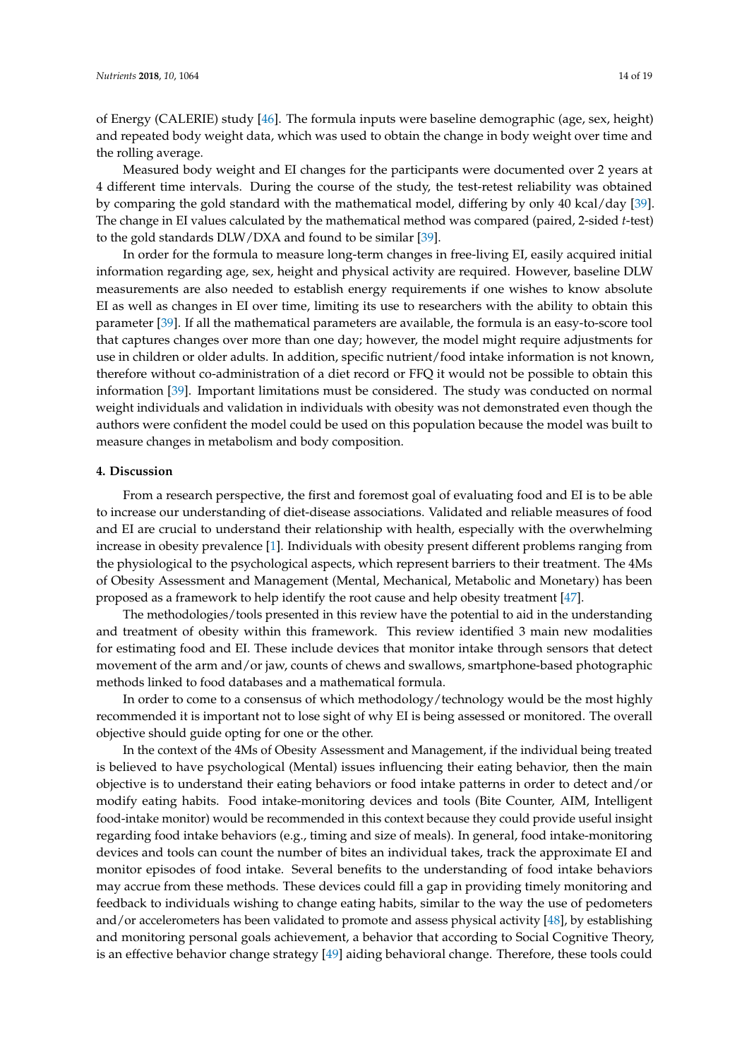of Energy (CALERIE) study [46]. The formula inputs were baseline demographic (age, sex, height) and repeated body weight data, which was used to obtain the change in body weight over time and the rolling average.

Measured body weight and EI changes for the participants were documented over 2 years at 4 different time intervals. During the course of the study, the test-retest reliability was obtained by comparing the gold standard with the mathematical model, differing by only 40 kcal/day [39]. The change in EI values calculated by the mathematical method was compared (paired, 2-sided *t*-test) to the gold standards DLW/DXA and found to be similar [39].

In order for the formula to measure long-term changes in free-living EI, easily acquired initial information regarding age, sex, height and physical activity are required. However, baseline DLW measurements are also needed to establish energy requirements if one wishes to know absolute EI as well as changes in EI over time, limiting its use to researchers with the ability to obtain this parameter [39]. If all the mathematical parameters are available, the formula is an easy-to-score tool that captures changes over more than one day; however, the model might require adjustments for use in children or older adults. In addition, specific nutrient/food intake information is not known, therefore without co-administration of a diet record or FFQ it would not be possible to obtain this information [39]. Important limitations must be considered. The study was conducted on normal weight individuals and validation in individuals with obesity was not demonstrated even though the authors were confident the model could be used on this population because the model was built to measure changes in metabolism and body composition.

## 4. Discussion

From a research perspective, the first and foremost goal of evaluating food and EI is to be able to increase our understanding of diet-disease associations. Validated and reliable measures of food and EI are crucial to understand their relationship with health, especially with the overwhelming increase in obesity prevalence [1]. Individuals with obesity present different problems ranging from the physiological to the psychological aspects, which represent barriers to their treatment. The 4Ms of Obesity Assessment and Management (Mental, Mechanical, Metabolic and Monetary) has been proposed as a framework to help identify the root cause and help obesity treatment [47].

The methodologies/tools presented in this review have the potential to aid in the understanding and treatment of obesity within this framework. This review identified 3 main new modalities for estimating food and EI. These include devices that monitor intake through sensors that detect movement of the arm and/or jaw, counts of chews and swallows, smartphone-based photographic methods linked to food databases and a mathematical formula.

In order to come to a consensus of which methodology/technology would be the most highly recommended it is important not to lose sight of why EI is being assessed or monitored. The overall objective should guide opting for one or the other.

In the context of the 4Ms of Obesity Assessment and Management, if the individual being treated is believed to have psychological (Mental) issues influencing their eating behavior, then the main objective is to understand their eating behaviors or food intake patterns in order to detect and/or modify eating habits. Food intake-monitoring devices and tools (Bite Counter, AIM, Intelligent food-intake monitor) would be recommended in this context because they could provide useful insight regarding food intake behaviors (e.g., timing and size of meals). In general, food intake-monitoring devices and tools can count the number of bites an individual takes, track the approximate EI and monitor episodes of food intake. Several benefits to the understanding of food intake behaviors may accrue from these methods. These devices could fill a gap in providing timely monitoring and feedback to individuals wishing to change eating habits, similar to the way the use of pedometers and/or accelerometers has been validated to promote and assess physical activity [48], by establishing and monitoring personal goals achievement, a behavior that according to Social Cognitive Theory, is an effective behavior change strategy [49] aiding behavioral change. Therefore, these tools could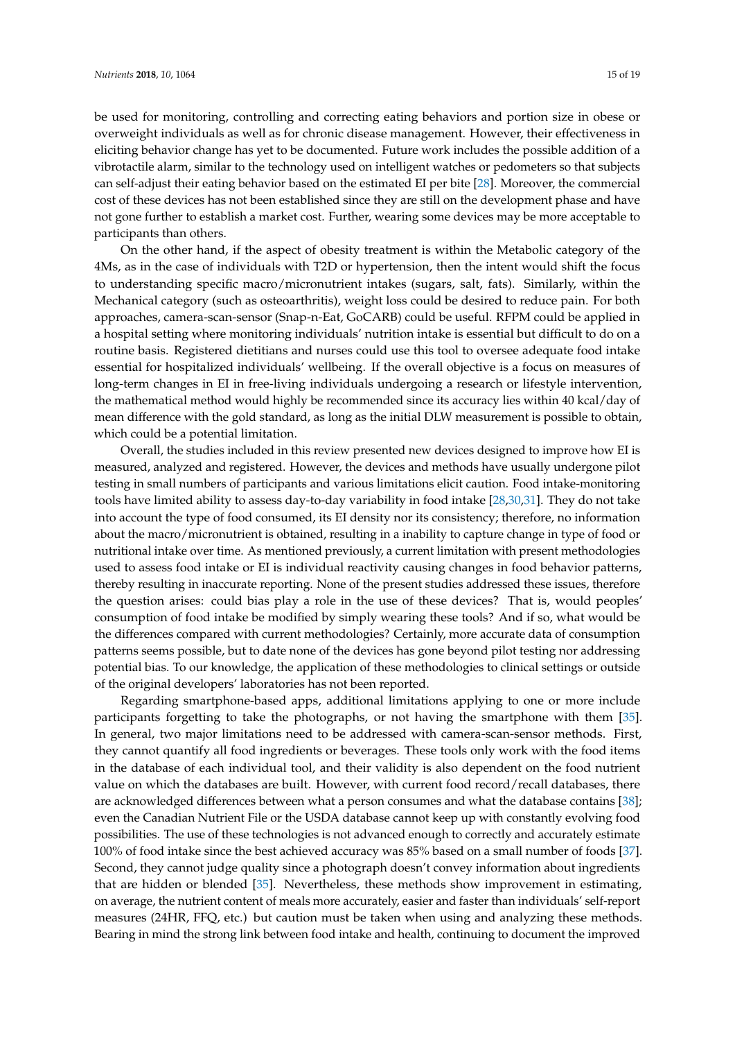be used for monitoring, controlling and correcting eating behaviors and portion size in obese or overweight individuals as well as for chronic disease management. However, their effectiveness in eliciting behavior change has yet to be documented. Future work includes the possible addition of a vibrotactile alarm, similar to the technology used on intelligent watches or pedometers so that subjects can self-adjust their eating behavior based on the estimated EI per bite [28]. Moreover, the commercial cost of these devices has not been established since they are still on the development phase and have not gone further to establish a market cost. Further, wearing some devices may be more acceptable to participants than others.

On the other hand, if the aspect of obesity treatment is within the Metabolic category of the 4Ms, as in the case of individuals with T2D or hypertension, then the intent would shift the focus to understanding specific macro/micronutrient intakes (sugars, salt, fats). Similarly, within the Mechanical category (such as osteoarthritis), weight loss could be desired to reduce pain. For both approaches, camera-scan-sensor (Snap-n-Eat, GoCARB) could be useful. RFPM could be applied in a hospital setting where monitoring individuals' nutrition intake is essential but difficult to do on a routine basis. Registered dietitians and nurses could use this tool to oversee adequate food intake essential for hospitalized individuals' wellbeing. If the overall objective is a focus on measures of long-term changes in EI in free-living individuals undergoing a research or lifestyle intervention, the mathematical method would highly be recommended since its accuracy lies within 40 kcal/day of mean difference with the gold standard, as long as the initial DLW measurement is possible to obtain, which could be a potential limitation.

Overall, the studies included in this review presented new devices designed to improve how EI is measured, analyzed and registered. However, the devices and methods have usually undergone pilot testing in small numbers of participants and various limitations elicit caution. Food intake-monitoring tools have limited ability to assess day-to-day variability in food intake [28,30,31]. They do not take into account the type of food consumed, its EI density nor its consistency; therefore, no information about the macro/micronutrient is obtained, resulting in a inability to capture change in type of food or nutritional intake over time. As mentioned previously, a current limitation with present methodologies used to assess food intake or EI is individual reactivity causing changes in food behavior patterns, thereby resulting in inaccurate reporting. None of the present studies addressed these issues, therefore the question arises: could bias play a role in the use of these devices? That is, would peoples' consumption of food intake be modified by simply wearing these tools? And if so, what would be the differences compared with current methodologies? Certainly, more accurate data of consumption patterns seems possible, but to date none of the devices has gone beyond pilot testing nor addressing potential bias. To our knowledge, the application of these methodologies to clinical settings or outside of the original developers' laboratories has not been reported.

Regarding smartphone-based apps, additional limitations applying to one or more include participants forgetting to take the photographs, or not having the smartphone with them [35]. In general, two major limitations need to be addressed with camera-scan-sensor methods. First, they cannot quantify all food ingredients or beverages. These tools only work with the food items in the database of each individual tool, and their validity is also dependent on the food nutrient value on which the databases are built. However, with current food record/recall databases, there are acknowledged differences between what a person consumes and what the database contains [38]; even the Canadian Nutrient File or the USDA database cannot keep up with constantly evolving food possibilities. The use of these technologies is not advanced enough to correctly and accurately estimate 100% of food intake since the best achieved accuracy was 85% based on a small number of foods [37]. Second, they cannot judge quality since a photograph doesn't convey information about ingredients that are hidden or blended [35]. Nevertheless, these methods show improvement in estimating, on average, the nutrient content of meals more accurately, easier and faster than individuals' self-report measures (24HR, FFQ, etc.) but caution must be taken when using and analyzing these methods. Bearing in mind the strong link between food intake and health, continuing to document the improved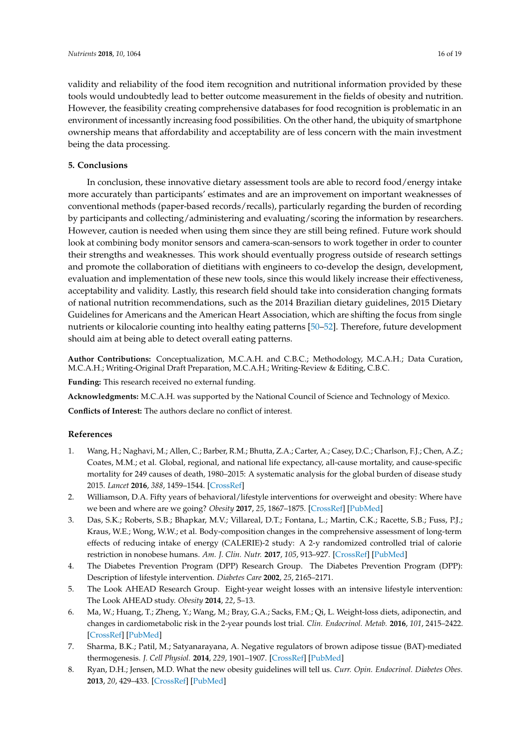validity and reliability of the food item recognition and nutritional information provided by these tools would undoubtedly lead to better outcome measurement in the fields of obesity and nutrition. However, the feasibility creating comprehensive databases for food recognition is problematic in an environment of incessantly increasing food possibilities. On the other hand, the ubiquity of smartphone ownership means that affordability and acceptability are of less concern with the main investment being the data processing.

## 5. Conclusions

In conclusion, these innovative dietary assessment tools are able to record food/energy intake more accurately than participants' estimates and are an improvement on important weaknesses of conventional methods (paper-based records/recalls), particularly regarding the burden of recording by participants and collecting/administering and evaluating/scoring the information by researchers. However, caution is needed when using them since they are still being refined. Future work should look at combining body monitor sensors and camera-scan-sensors to work together in order to counter their strengths and weaknesses. This work should eventually progress outside of research settings and promote the collaboration of dietitians with engineers to co-develop the design, development, evaluation and implementation of these new tools, since this would likely increase their effectiveness, acceptability and validity. Lastly, this research field should take into consideration changing formats of national nutrition recommendations, such as the 2014 Brazilian dietary guidelines, 2015 Dietary Guidelines for Americans and the American Heart Association, which are shifting the focus from single nutrients or kilocalorie counting into healthy eating patterns [50–52]. Therefore, future development should aim at being able to detect overall eating patterns.

**Author Contributions:** Conceptualization, M.C.A.H. and C.B.C.; Methodology, M.C.A.H.; Data Curation, M.C.A.H.; Writing-Original Draft Preparation, M.C.A.H.; Writing-Review & Editing, C.B.C.

**Funding:** This research received no external funding.

**Acknowledgments:** M.C.A.H. was supported by the National Council of Science and Technology of Mexico.

**Conflicts of Interest:** The authors declare no conflict of interest.

## References

1. Wang, H.; Naghavi, M.; Allen, C.; Barber, R.M.; Bhutta, Z.A.; Carter, A.; Casey, D.C.; Charlson, F.J.; Chen, A.Z.; Coates, M.M.; et al. Global, regional, and national life expectancy, all-cause mortality, and cause-specific mortality for 249 causes of death, 1980–2015: A systematic analysis for the global burden of disease study 2015. *Lancet* **2016**, *388*, 1459–1544. [CrossRef]
2. Williamson, D.A. Fifty years of behavioral/lifestyle interventions for overweight and obesity: Where have we been and where are we going? *Obesity* **2017**, *25*, 1867–1875. [CrossRef] [PubMed]
3. Das, S.K.; Roberts, S.B.; Bhapkar, M.V.; Villareal, D.T.; Fontana, L.; Martin, C.K.; Racette, S.B.; Fuss, P.J.; Kraus, W.E.; Wong, W.W.; et al. Body-composition changes in the comprehensive assessment of long-term effects of reducing intake of energy (CALERIE)-2 study: A 2-y randomized controlled trial of calorie restriction in nonobese humans. *Am. J. Clin. Nutr.* **2017**, *105*, 913–927. [CrossRef] [PubMed]
4. The Diabetes Prevention Program (DPP) Research Group. The Diabetes Prevention Program (DPP): Description of lifestyle intervention. *Diabetes Care* **2002**, *25*, 2165–2171.
5. The Look AHEAD Research Group. Eight-year weight losses with an intensive lifestyle intervention: The Look AHEAD study. *Obesity* **2014**, *22*, 5–13.
6. Ma, W.; Huang, T.; Zheng, Y.; Wang, M.; Bray, G.A.; Sacks, F.M.; Qi, L. Weight-loss diets, adiponectin, and changes in cardiometabolic risk in the 2-year pounds lost trial. *Clin. Endocrinol. Metab.* **2016**, *101*, 2415–2422. [CrossRef] [PubMed]
7. Sharma, B.K.; Patil, M.; Satyanarayana, A. Negative regulators of brown adipose tissue (BAT)-mediated thermogenesis. *J. Cell Physiol.* **2014**, *229*, 1901–1907. [CrossRef] [PubMed]
8. Ryan, D.H.; Jensen, M.D. What the new obesity guidelines will tell us. *Curr. Opin. Endocrinol. Diabetes Obes.* **2013**, *20*, 429–433. [CrossRef] [PubMed]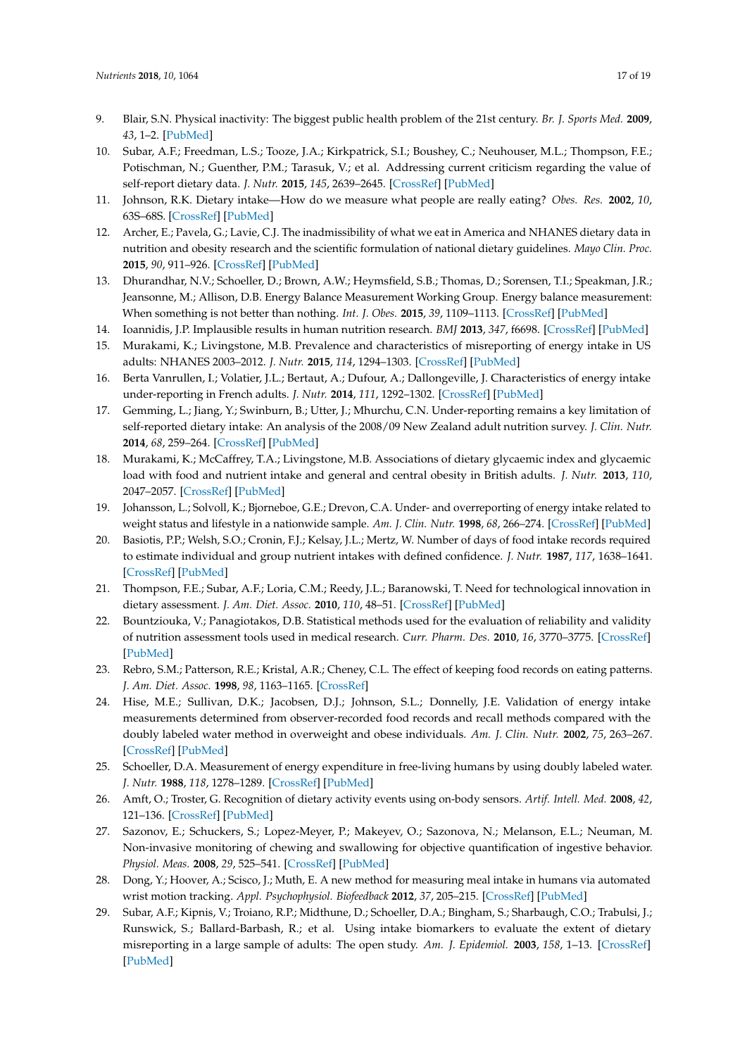9. Blair, S.N. Physical inactivity: The biggest public health problem of the 21st century. *Br. J. Sports Med.* **2009**, *43*, 1–2. [PubMed]
10. Subar, A.F.; Freedman, L.S.; Tooze, J.A.; Kirkpatrick, S.I.; Boushey, C.; Neuhouser, M.L.; Thompson, F.E.; Potischman, N.; Guenther, P.M.; Tarasuk, V.; et al. Addressing current criticism regarding the value of self-report dietary data. *J. Nutr.* **2015**, *145*, 2639–2645. [CrossRef] [PubMed]
11. Johnson, R.K. Dietary intake—How do we measure what people are really eating? *Obes. Res.* **2002**, *10*, 63S–68S. [CrossRef] [PubMed]
12. Archer, E.; Pavela, G.; Lavie, C.J. The inadmissibility of what we eat in America and NHANES dietary data in nutrition and obesity research and the scientific formulation of national dietary guidelines. *Mayo Clin. Proc.* **2015**, *90*, 911–926. [CrossRef] [PubMed]
13. Dhurandhar, N.V.; Schoeller, D.; Brown, A.W.; Heymsfield, S.B.; Thomas, D.; Sorensen, T.I.; Speakman, J.R.; Jeansonne, M.; Allison, D.B. Energy Balance Measurement Working Group. Energy balance measurement: When something is not better than nothing. *Int. J. Obes.* **2015**, *39*, 1109–1113. [CrossRef] [PubMed]
14. Ioannidis, J.P. Implausible results in human nutrition research. *BMJ* **2013**, *347*, f6698. [CrossRef] [PubMed]
15. Murakami, K.; Livingstone, M.B. Prevalence and characteristics of misreporting of energy intake in US adults: NHANES 2003–2012. *J. Nutr.* **2015**, *114*, 1294–1303. [CrossRef] [PubMed]
16. Berta Vanrullen, I.; Volatier, J.L.; Bertaut, A.; Dufour, A.; Dallongeville, J. Characteristics of energy intake under-reporting in French adults. *J. Nutr.* **2014**, *111*, 1292–1302. [CrossRef] [PubMed]
17. Gemming, L.; Jiang, Y.; Swinburn, B.; Utter, J.; Mhurchu, C.N. Under-reporting remains a key limitation of self-reported dietary intake: An analysis of the 2008/09 New Zealand adult nutrition survey. *J. Clin. Nutr.* **2014**, *68*, 259–264. [CrossRef] [PubMed]
18. Murakami, K.; McCaffrey, T.A.; Livingstone, M.B. Associations of dietary glycaemic index and glycaemic load with food and nutrient intake and general and central obesity in British adults. *J. Nutr.* **2013**, *110*, 2047–2057. [CrossRef] [PubMed]
19. Johansson, L.; Solvoll, K.; Bjorneboe, G.E.; Drevon, C.A. Under- and overreporting of energy intake related to weight status and lifestyle in a nationwide sample. *Am. J. Clin. Nutr.* **1998**, *68*, 266–274. [CrossRef] [PubMed]
20. Basiotis, P.P.; Welsh, S.O.; Cronin, F.J.; Kelsay, J.L.; Mertz, W. Number of days of food intake records required to estimate individual and group nutrient intakes with defined confidence. *J. Nutr.* **1987**, *117*, 1638–1641. [CrossRef] [PubMed]
21. Thompson, F.E.; Subar, A.F.; Loria, C.M.; Reedy, J.L.; Baranowski, T. Need for technological innovation in dietary assessment. *J. Am. Diet. Assoc.* **2010**, *110*, 48–51. [CrossRef] [PubMed]
22. Bountziouka, V.; Panagiotakos, D.B. Statistical methods used for the evaluation of reliability and validity of nutrition assessment tools used in medical research. *Curr. Pharm. Des.* **2010**, *16*, 3770–3775. [CrossRef] [PubMed]
23. Rebro, S.M.; Patterson, R.E.; Kristal, A.R.; Cheney, C.L. The effect of keeping food records on eating patterns. *J. Am. Diet. Assoc.* **1998**, *98*, 1163–1165. [CrossRef]
24. Hise, M.E.; Sullivan, D.K.; Jacobsen, D.J.; Johnson, S.L.; Donnelly, J.E. Validation of energy intake measurements determined from observer-recorded food records and recall methods compared with the doubly labeled water method in overweight and obese individuals. *Am. J. Clin. Nutr.* **2002**, *75*, 263–267. [CrossRef] [PubMed]
25. Schoeller, D.A. Measurement of energy expenditure in free-living humans by using doubly labeled water. *J. Nutr.* **1988**, *118*, 1278–1289. [CrossRef] [PubMed]
26. Amft, O.; Troster, G. Recognition of dietary activity events using on-body sensors. *Artif. Intell. Med.* **2008**, *42*, 121–136. [CrossRef] [PubMed]
27. Sazonov, E.; Schuckers, S.; Lopez-Meyer, P.; Makeyev, O.; Sazonova, N.; Melanson, E.L.; Neuman, M. Non-invasive monitoring of chewing and swallowing for objective quantification of ingestive behavior. *Physiol. Meas.* **2008**, *29*, 525–541. [CrossRef] [PubMed]
28. Dong, Y.; Hoover, A.; Scisco, J.; Muth, E. A new method for measuring meal intake in humans via automated wrist motion tracking. *Appl. Psychophysiol. Biofeedback* **2012**, *37*, 205–215. [CrossRef] [PubMed]
29. Subar, A.F.; Kipnis, V.; Troiano, R.P.; Midthune, D.; Schoeller, D.A.; Bingham, S.; Sharbaugh, C.O.; Trabulsi, J.; Runswick, S.; Ballard-Barbash, R.; et al. Using intake biomarkers to evaluate the extent of dietary misreporting in a large sample of adults: The open study. *Am. J. Epidemiol.* **2003**, *158*, 1–13. [CrossRef] [PubMed]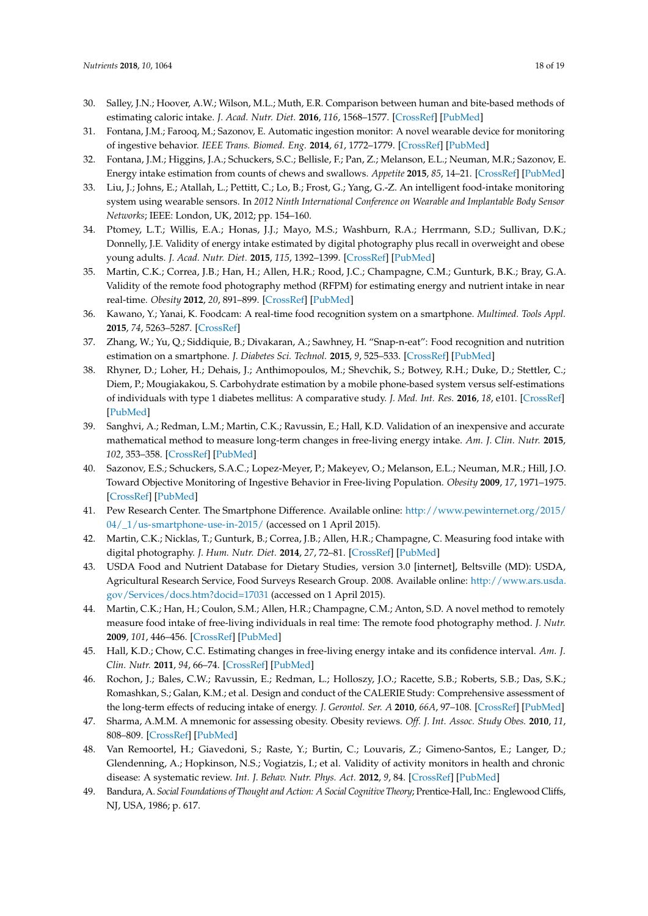30. Salley, J.N.; Hoover, A.W.; Wilson, M.L.; Muth, E.R. Comparison between human and bite-based methods of estimating caloric intake. *J. Acad. Nutr. Diet.* **2016**, *116*, 1568–1577. [CrossRef] [PubMed]
31. Fontana, J.M.; Farooq, M.; Sazonov, E. Automatic ingestion monitor: A novel wearable device for monitoring of ingestive behavior. *IEEE Trans. Biomed. Eng.* **2014**, *61*, 1772–1779. [CrossRef] [PubMed]
32. Fontana, J.M.; Higgins, J.A.; Schuckers, S.C.; Bellisle, F.; Pan, Z.; Melanson, E.L.; Neuman, M.R.; Sazonov, E. Energy intake estimation from counts of chews and swallows. *Appetite* **2015**, *85*, 14–21. [CrossRef] [PubMed]
33. Liu, J.; Johns, E.; Atallah, L.; Pettitt, C.; Lo, B.; Frost, G.; Yang, G.-Z. An intelligent food-intake monitoring system using wearable sensors. In *2012 Ninth International Conference on Wearable and Implantable Body Sensor Networks*; IEEE: London, UK, 2012; pp. 154–160.
34. Ptomey, L.T.; Willis, E.A.; Honas, J.J.; Mayo, M.S.; Washburn, R.A.; Herrmann, S.D.; Sullivan, D.K.; Donnelly, J.E. Validity of energy intake estimated by digital photography plus recall in overweight and obese young adults. *J. Acad. Nutr. Diet.* **2015**, *115*, 1392–1399. [CrossRef] [PubMed]
35. Martin, C.K.; Correa, J.B.; Han, H.; Allen, H.R.; Rood, J.C.; Champagne, C.M.; Gunturk, B.K.; Bray, G.A. Validity of the remote food photography method (RFPM) for estimating energy and nutrient intake in near real-time. *Obesity* **2012**, *20*, 891–899. [CrossRef] [PubMed]
36. Kawano, Y.; Yanai, K. Foodcam: A real-time food recognition system on a smartphone. *Multimed. Tools Appl.* **2015**, *74*, 5263–5287. [CrossRef]
37. Zhang, W.; Yu, Q.; Siddiquie, B.; Divakaran, A.; Sawhney, H. "Snap-n-eat": Food recognition and nutrition estimation on a smartphone. *J. Diabetes Sci. Technol.* **2015**, *9*, 525–533. [CrossRef] [PubMed]
38. Rhyner, D.; Loher, H.; Dehais, J.; Anthimopoulos, M.; Shevchik, S.; Botwey, R.H.; Duke, D.; Stettler, C.; Diem, P.; Mougiakakou, S. Carbohydrate estimation by a mobile phone-based system versus self-estimations of individuals with type 1 diabetes mellitus: A comparative study. *J. Med. Int. Res.* **2016**, *18*, e101. [CrossRef] [PubMed]
39. Sanghvi, A.; Redman, L.M.; Martin, C.K.; Ravussin, E.; Hall, K.D. Validation of an inexpensive and accurate mathematical method to measure long-term changes in free-living energy intake. *Am. J. Clin. Nutr.* **2015**, *102*, 353–358. [CrossRef] [PubMed]
40. Sazonov, E.S.; Schuckers, S.A.C.; Lopez-Meyer, P.; Makeyev, O.; Melanson, E.L.; Neuman, M.R.; Hill, J.O. Toward Objective Monitoring of Ingestive Behavior in Free-living Population. *Obesity* **2009**, *17*, 1971–1975. [CrossRef] [PubMed]
41. Pew Research Center. The Smartphone Difference. Available online: http://www.pewinternet.org/2015/04/_1/us-smartphone-use-in-2015/ (accessed on 1 April 2015).
42. Martin, C.K.; Nicklas, T.; Gunturk, B.; Correa, J.B.; Allen, H.R.; Champagne, C. Measuring food intake with digital photography. *J. Hum. Nutr. Diet.* **2014**, *27*, 72–81. [CrossRef] [PubMed]
43. USDA Food and Nutrient Database for Dietary Studies, version 3.0 [internet], Beltsville (MD): USDA, Agricultural Research Service, Food Surveys Research Group. 2008. Available online: http://www.ars.usda.gov/Services/docs.htm?docid=17031 (accessed on 1 April 2015).
44. Martin, C.K.; Han, H.; Coulon, S.M.; Allen, H.R.; Champagne, C.M.; Anton, S.D. A novel method to remotely measure food intake of free-living individuals in real time: The remote food photography method. *J. Nutr.* **2009**, *101*, 446–456. [CrossRef] [PubMed]
45. Hall, K.D.; Chow, C.C. Estimating changes in free-living energy intake and its confidence interval. *Am. J. Clin. Nutr.* **2011**, *94*, 66–74. [CrossRef] [PubMed]
46. Rochon, J.; Bales, C.W.; Ravussin, E.; Redman, L.; Holloszy, J.O.; Racette, S.B.; Roberts, S.B.; Das, S.K.; Romashkan, S.; Galan, K.M.; et al. Design and conduct of the CALERIE Study: Comprehensive assessment of the long-term effects of reducing intake of energy. *J. Gerontol. Ser. A* **2010**, *66A*, 97–108. [CrossRef] [PubMed]
47. Sharma, A.M.M. A mnemonic for assessing obesity. Obesity reviews. *Off. J. Int. Assoc. Study Obes.* **2010**, *11*, 808–809. [CrossRef] [PubMed]
48. Van Remoortel, H.; Giavedoni, S.; Raste, Y.; Burtin, C.; Louvaris, Z.; Gimeno-Santos, E.; Langer, D.; Glendenning, A.; Hopkinson, N.S.; Vogiatzis, I.; et al. Validity of activity monitors in health and chronic disease: A systematic review. *Int. J. Behav. Nutr. Phys. Act.* **2012**, *9*, 84. [CrossRef] [PubMed]
49. Bandura, A. *Social Foundations of Thought and Action: A Social Cognitive Theory*; Prentice-Hall, Inc.: Englewood Cliffs, NJ, USA, 1986; p. 617.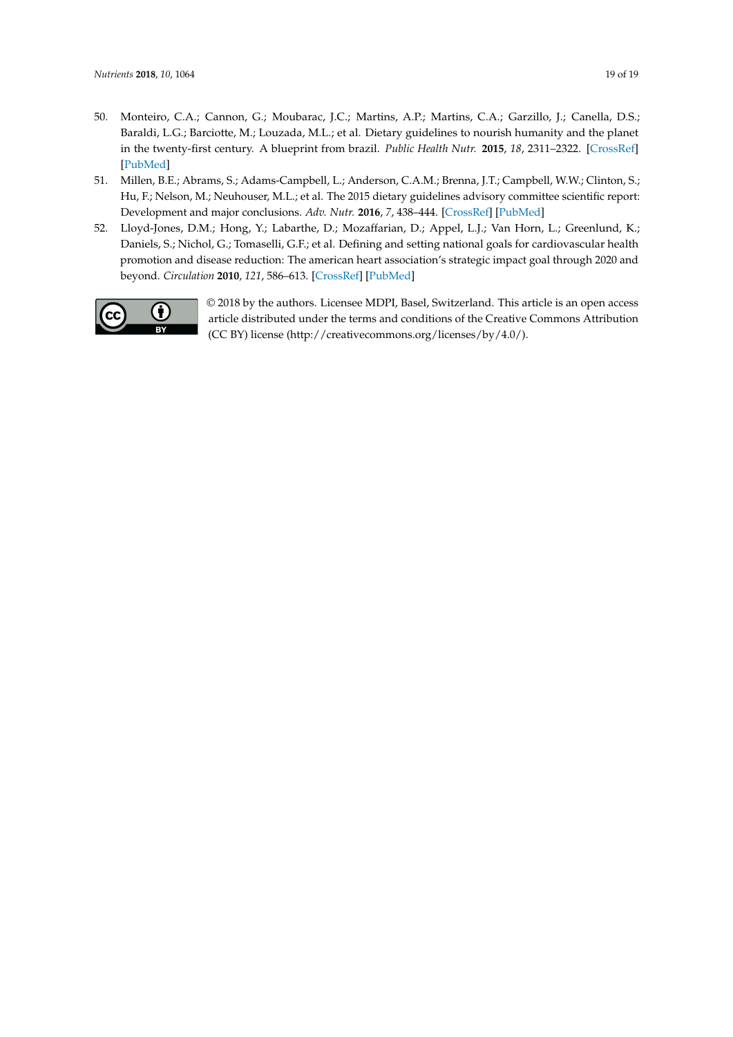50. Monteiro, C.A.; Cannon, G.; Moubarac, J.C.; Martins, A.P.; Martins, C.A.; Garzillo, J.; Canella, D.S.; Baraldi, L.G.; Barciotte, M.; Louzada, M.L.; et al. Dietary guidelines to nourish humanity and the planet in the twenty-first century. A blueprint from brazil. *Public Health Nutr.* **2015**, *18*, 2311–2322. [CrossRef] [PubMed]
51. Millen, B.E.; Abrams, S.; Adams-Campbell, L.; Anderson, C.A.M.; Brenna, J.T.; Campbell, W.W.; Clinton, S.; Hu, F.; Nelson, M.; Neuhouser, M.L.; et al. The 2015 dietary guidelines advisory committee scientific report: Development and major conclusions. *Adv. Nutr.* **2016**, *7*, 438–444. [CrossRef] [PubMed]
52. Lloyd-Jones, D.M.; Hong, Y.; Labarthe, D.; Mozaffarian, D.; Appel, L.J.; Van Horn, L.; Greenlund, K.; Daniels, S.; Nichol, G.; Tomaselli, G.F.; et al. Defining and setting national goals for cardiovascular health promotion and disease reduction: The american heart association's strategic impact goal through 2020 and beyond. *Circulation* **2010**, *121*, 586–613. [CrossRef] [PubMed]

© 2018 by the authors. Licensee MDPI, Basel, Switzerland. This article is an open access article distributed under the terms and conditions of the Creative Commons Attribution (CC BY) license (http://creativecommons.org/licenses/by/4.0/).